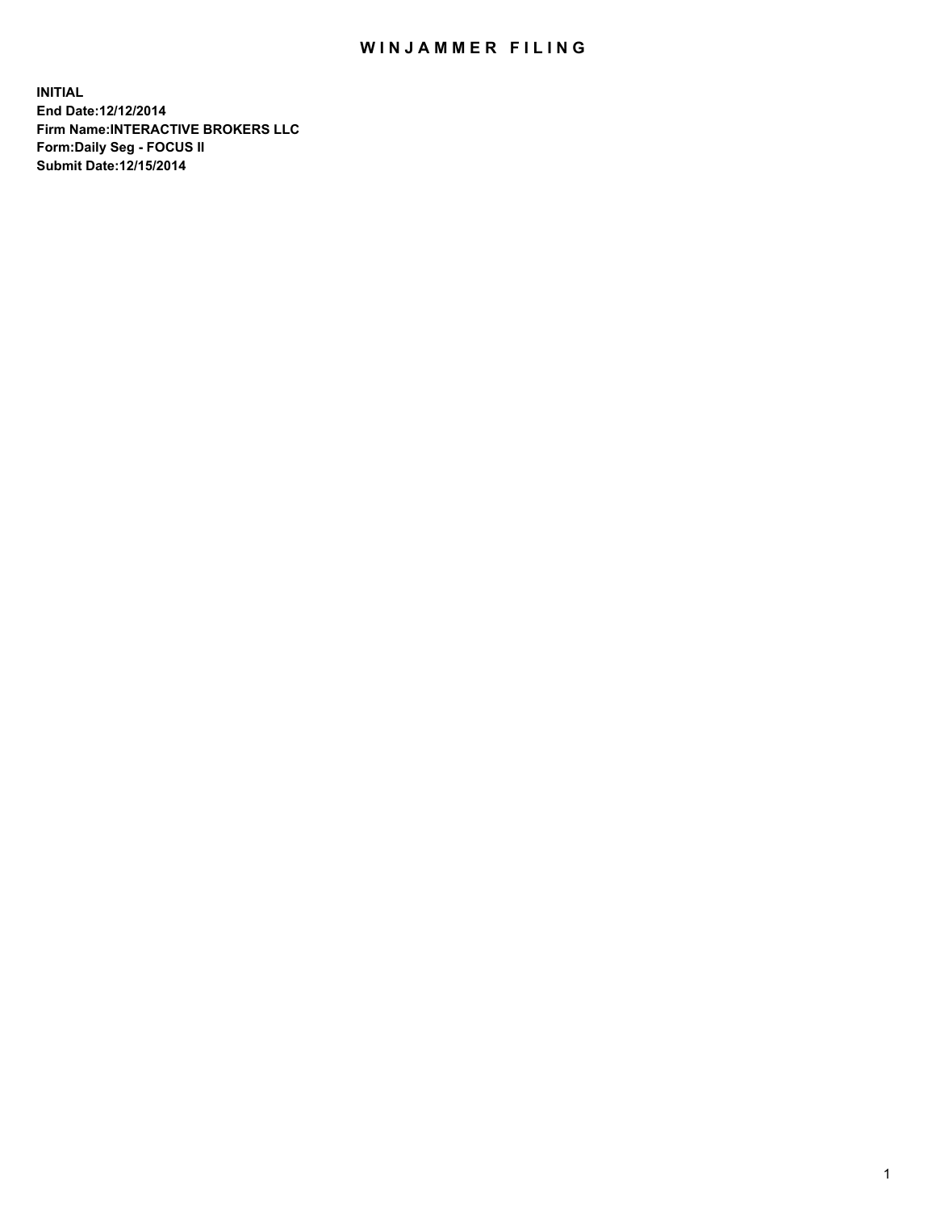# WINJAMMER FILING

**INITIAL**
**End Date:12/12/2014**
**Firm Name:INTERACTIVE BROKERS LLC**
**Form:Daily Seg - FOCUS II**
**Submit Date:12/15/2014**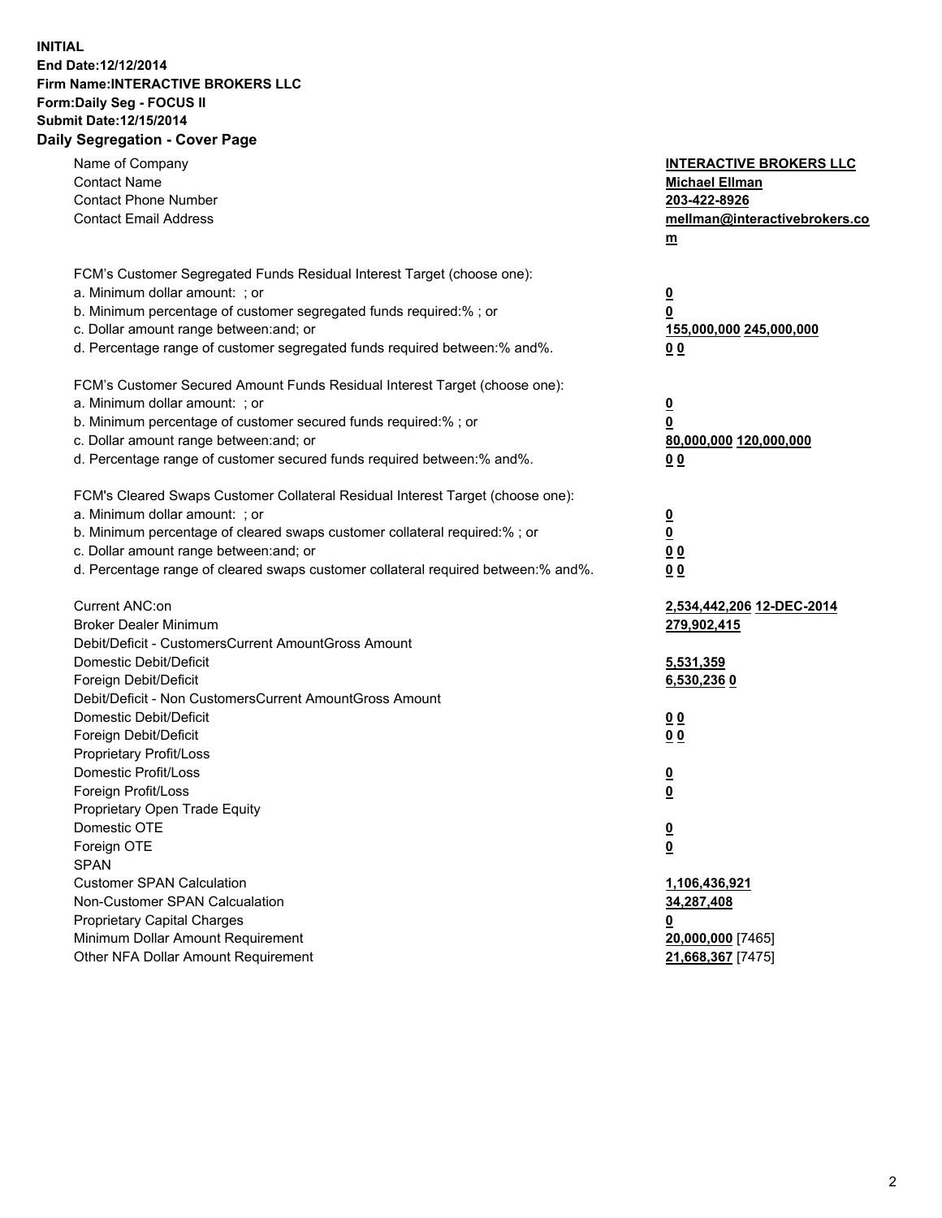**INITIAL**
**End Date:12/12/2014**
**Firm Name:INTERACTIVE BROKERS LLC**
**Form:Daily Seg - FOCUS II**
**Submit Date:12/15/2014**
**Daily Segregation - Cover Page**

| | |
|---|---|
| Name of Company | **INTERACTIVE BROKERS LLC** |
| Contact Name | **Michael Ellman** |
| Contact Phone Number | **203-422-8926** |
| Contact Email Address | **mellman@interactivebrokers.com** |
| | |
| FCM's Customer Segregated Funds Residual Interest Target (choose one): | |
| a. Minimum dollar amount: ; or | **0** |
| b. Minimum percentage of customer segregated funds required:% ; or | **0** |
| c. Dollar amount range between:and; or | **155,000,000** **245,000,000** |
| d. Percentage range of customer segregated funds required between:% and%. | **0** **0** |
| | |
| FCM's Customer Secured Amount Funds Residual Interest Target (choose one): | |
| a. Minimum dollar amount: ; or | **0** |
| b. Minimum percentage of customer secured funds required:% ; or | **0** |
| c. Dollar amount range between:and; or | **80,000,000** **120,000,000** |
| d. Percentage range of customer secured funds required between:% and%. | **0** **0** |
| | |
| FCM's Cleared Swaps Customer Collateral Residual Interest Target (choose one): | |
| a. Minimum dollar amount: ; or | **0** |
| b. Minimum percentage of cleared swaps customer collateral required:% ; or | **0** |
| c. Dollar amount range between:and; or | **0** **0** |
| d. Percentage range of cleared swaps customer collateral required between:% and%. | **0** **0** |
| | |
| Current ANC:on | **2,534,442,206** **12-DEC-2014** |
| Broker Dealer Minimum | **279,902,415** |
| Debit/Deficit - CustomersCurrent AmountGross Amount | |
| Domestic Debit/Deficit | **5,531,359** |
| Foreign Debit/Deficit | **6,530,236** **0** |
| Debit/Deficit - Non CustomersCurrent AmountGross Amount | |
| Domestic Debit/Deficit | **0** **0** |
| Foreign Debit/Deficit | **0** **0** |
| Proprietary Profit/Loss | |
| Domestic Profit/Loss | **0** |
| Foreign Profit/Loss | **0** |
| Proprietary Open Trade Equity | |
| Domestic OTE | **0** |
| Foreign OTE | **0** |
| SPAN | |
| Customer SPAN Calculation | **1,106,436,921** |
| Non-Customer SPAN Calcualation | **34,287,408** |
| Proprietary Capital Charges | **0** |
| Minimum Dollar Amount Requirement | **20,000,000** [7465] |
| Other NFA Dollar Amount Requirement | **21,668,367** [7475] |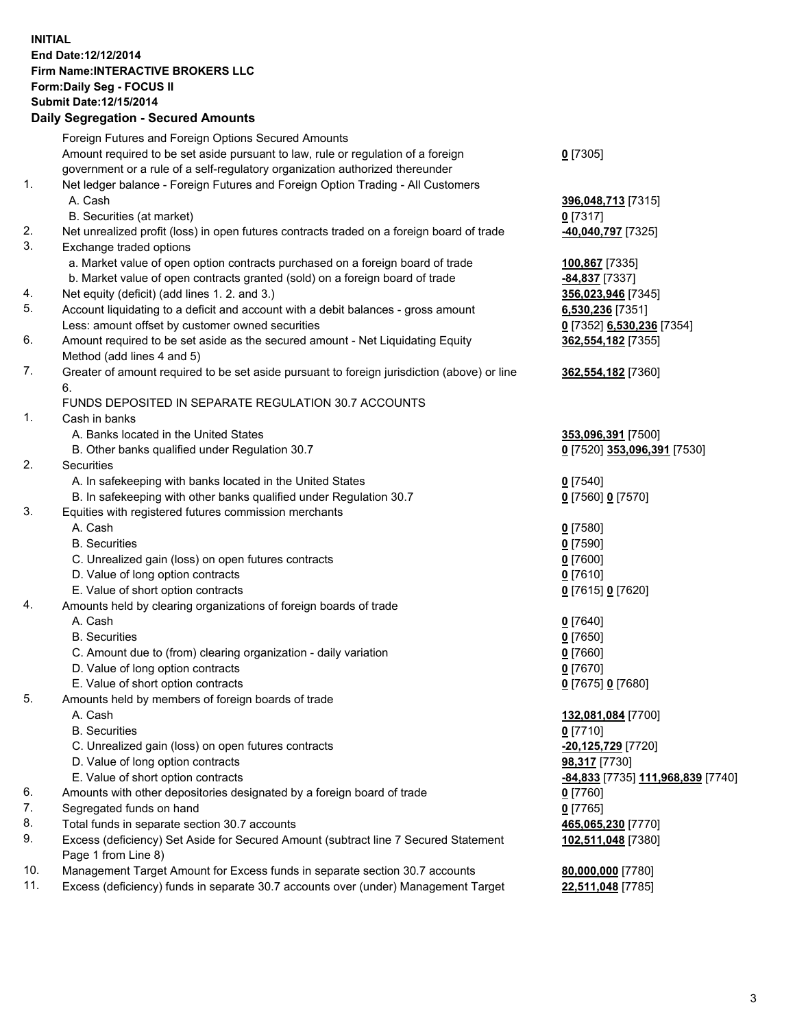**INITIAL**
**End Date:12/12/2014**
**Firm Name:INTERACTIVE BROKERS LLC**
**Form:Daily Seg - FOCUS II**
**Submit Date:12/15/2014**

## Daily Segregation - Secured Amounts

| | | |
|---|---|---|
| | Foreign Futures and Foreign Options Secured Amounts | |
| | Amount required to be set aside pursuant to law, rule or regulation of a foreign government or a rule of a self-regulatory organization authorized thereunder | **0** [7305] |
| 1. | Net ledger balance - Foreign Futures and Foreign Option Trading - All Customers | |
| | A. Cash | **396,048,713** [7315] |
| | B. Securities (at market) | **0** [7317] |
| 2. | Net unrealized profit (loss) in open futures contracts traded on a foreign board of trade | **-40,040,797** [7325] |
| 3. | Exchange traded options | |
| | a. Market value of open option contracts purchased on a foreign board of trade | **100,867** [7335] |
| | b. Market value of open contracts granted (sold) on a foreign board of trade | **-84,837** [7337] |
| 4. | Net equity (deficit) (add lines 1. 2. and 3.) | **356,023,946** [7345] |
| 5. | Account liquidating to a deficit and account with a debit balances - gross amount | **6,530,236** [7351] |
| | Less: amount offset by customer owned securities | **0** [7352] **6,530,236** [7354] |
| 6. | Amount required to be set aside as the secured amount - Net Liquidating Equity Method (add lines 4 and 5) | **362,554,182** [7355] |
| 7. | Greater of amount required to be set aside pursuant to foreign jurisdiction (above) or line 6. | **362,554,182** [7360] |
| | FUNDS DEPOSITED IN SEPARATE REGULATION 30.7 ACCOUNTS | |
| 1. | Cash in banks | |
| | A. Banks located in the United States | **353,096,391** [7500] |
| | B. Other banks qualified under Regulation 30.7 | **0** [7520] **353,096,391** [7530] |
| 2. | Securities | |
| | A. In safekeeping with banks located in the United States | **0** [7540] |
| | B. In safekeeping with other banks qualified under Regulation 30.7 | **0** [7560] **0** [7570] |
| 3. | Equities with registered futures commission merchants | |
| | A. Cash | **0** [7580] |
| | B. Securities | **0** [7590] |
| | C. Unrealized gain (loss) on open futures contracts | **0** [7600] |
| | D. Value of long option contracts | **0** [7610] |
| | E. Value of short option contracts | **0** [7615] **0** [7620] |
| 4. | Amounts held by clearing organizations of foreign boards of trade | |
| | A. Cash | **0** [7640] |
| | B. Securities | **0** [7650] |
| | C. Amount due to (from) clearing organization - daily variation | **0** [7660] |
| | D. Value of long option contracts | **0** [7670] |
| | E. Value of short option contracts | **0** [7675] **0** [7680] |
| 5. | Amounts held by members of foreign boards of trade | |
| | A. Cash | **132,081,084** [7700] |
| | B. Securities | **0** [7710] |
| | C. Unrealized gain (loss) on open futures contracts | **-20,125,729** [7720] |
| | D. Value of long option contracts | **98,317** [7730] |
| | E. Value of short option contracts | **-84,833** [7735] **111,968,839** [7740] |
| 6. | Amounts with other depositories designated by a foreign board of trade | **0** [7760] |
| 7. | Segregated funds on hand | **0** [7765] |
| 8. | Total funds in separate section 30.7 accounts | **465,065,230** [7770] |
| 9. | Excess (deficiency) Set Aside for Secured Amount (subtract line 7 Secured Statement Page 1 from Line 8) | **102,511,048** [7380] |
| 10. | Management Target Amount for Excess funds in separate section 30.7 accounts | **80,000,000** [7780] |
| 11. | Excess (deficiency) funds in separate 30.7 accounts over (under) Management Target | **22,511,048** [7785] |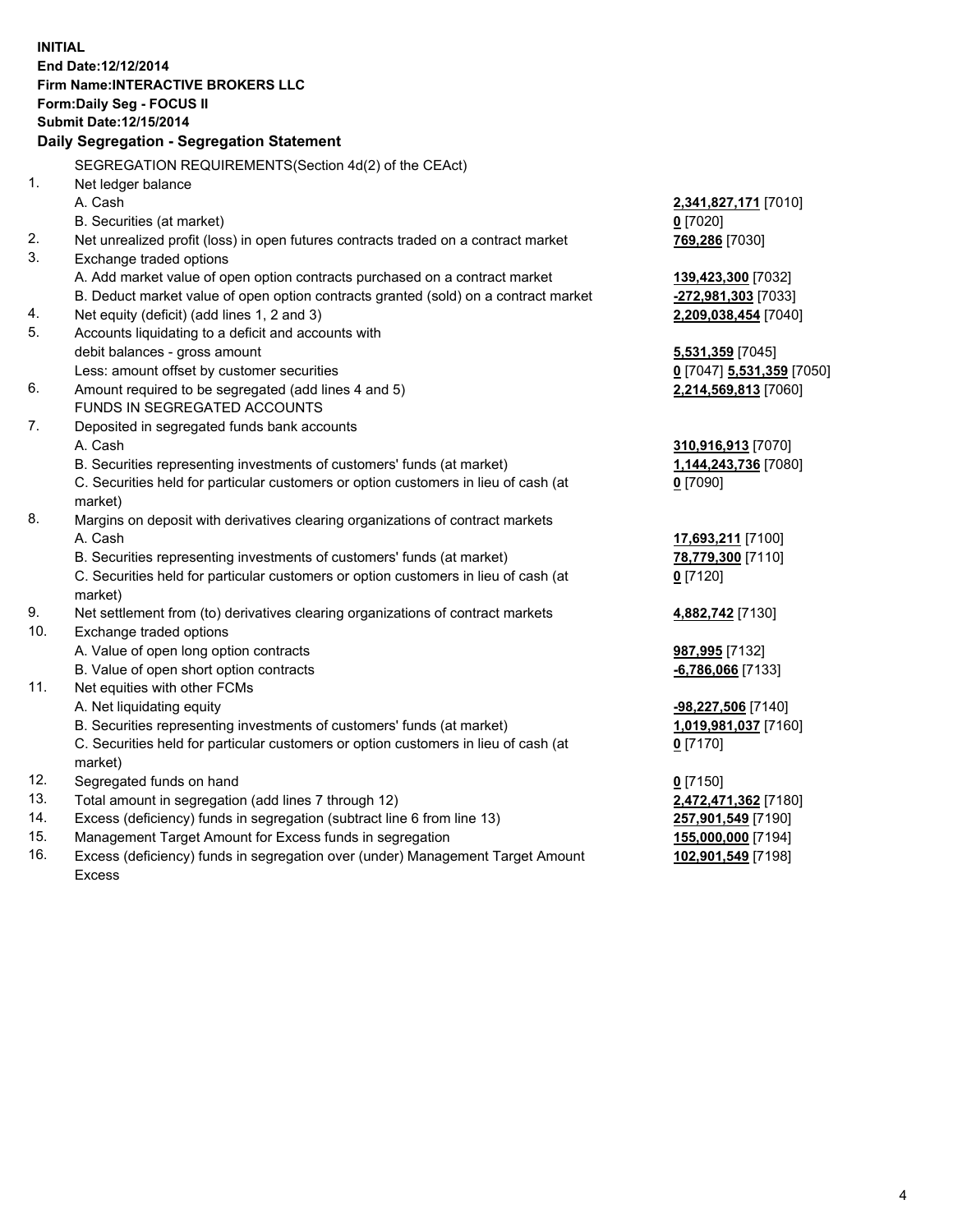**INITIAL**
**End Date:12/12/2014**
**Firm Name:INTERACTIVE BROKERS LLC**
**Form:Daily Seg - FOCUS II**
**Submit Date:12/15/2014**

### Daily Segregation - Segregation Statement

SEGREGATION REQUIREMENTS(Section 4d(2) of the CEAct)

| | | |
|---|---|---|
| 1. | Net ledger balance | |
| | A. Cash | **2,341,827,171** [7010] |
| | B. Securities (at market) | **0** [7020] |
| 2. | Net unrealized profit (loss) in open futures contracts traded on a contract market | **769,286** [7030] |
| 3. | Exchange traded options | |
| | A. Add market value of open option contracts purchased on a contract market | **139,423,300** [7032] |
| | B. Deduct market value of open option contracts granted (sold) on a contract market | **-272,981,303** [7033] |
| 4. | Net equity (deficit) (add lines 1, 2 and 3) | **2,209,038,454** [7040] |
| 5. | Accounts liquidating to a deficit and accounts with debit balances - gross amount | **5,531,359** [7045] |
| | Less: amount offset by customer securities | **0** [7047] **5,531,359** [7050] |
| 6. | Amount required to be segregated (add lines 4 and 5) | **2,214,569,813** [7060] |
| | FUNDS IN SEGREGATED ACCOUNTS | |
| 7. | Deposited in segregated funds bank accounts | |
| | A. Cash | **310,916,913** [7070] |
| | B. Securities representing investments of customers' funds (at market) | **1,144,243,736** [7080] |
| | C. Securities held for particular customers or option customers in lieu of cash (at market) | **0** [7090] |
| 8. | Margins on deposit with derivatives clearing organizations of contract markets | |
| | A. Cash | **17,693,211** [7100] |
| | B. Securities representing investments of customers' funds (at market) | **78,779,300** [7110] |
| | C. Securities held for particular customers or option customers in lieu of cash (at market) | **0** [7120] |
| 9. | Net settlement from (to) derivatives clearing organizations of contract markets | **4,882,742** [7130] |
| 10. | Exchange traded options | |
| | A. Value of open long option contracts | **987,995** [7132] |
| | B. Value of open short option contracts | **-6,786,066** [7133] |
| 11. | Net equities with other FCMs | |
| | A. Net liquidating equity | **-98,227,506** [7140] |
| | B. Securities representing investments of customers' funds (at market) | **1,019,981,037** [7160] |
| | C. Securities held for particular customers or option customers in lieu of cash (at market) | **0** [7170] |
| 12. | Segregated funds on hand | **0** [7150] |
| 13. | Total amount in segregation (add lines 7 through 12) | **2,472,471,362** [7180] |
| 14. | Excess (deficiency) funds in segregation (subtract line 6 from line 13) | **257,901,549** [7190] |
| 15. | Management Target Amount for Excess funds in segregation | **155,000,000** [7194] |
| 16. | Excess (deficiency) funds in segregation over (under) Management Target Amount Excess | **102,901,549** [7198] |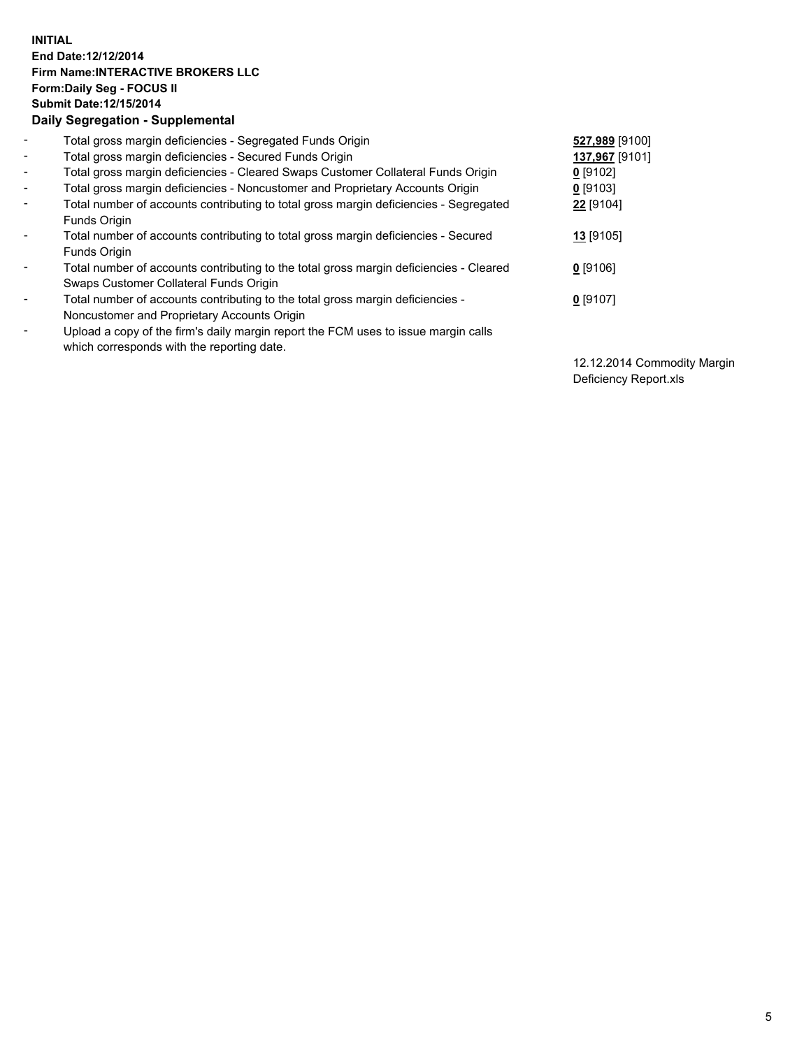**INITIAL**
**End Date:12/12/2014**
**Firm Name:INTERACTIVE BROKERS LLC**
**Form:Daily Seg - FOCUS II**
**Submit Date:12/15/2014**

**Daily Segregation - Supplemental**

- Total gross margin deficiencies - Segregated Funds Origin **527,989** [9100]
- Total gross margin deficiencies - Secured Funds Origin **137,967** [9101]
- Total gross margin deficiencies - Cleared Swaps Customer Collateral Funds Origin **0** [9102]
- Total gross margin deficiencies - Noncustomer and Proprietary Accounts Origin **0** [9103]
- Total number of accounts contributing to total gross margin deficiencies - Segregated Funds Origin **22** [9104]
- Total number of accounts contributing to total gross margin deficiencies - Secured Funds Origin **13** [9105]
- Total number of accounts contributing to the total gross margin deficiencies - Cleared Swaps Customer Collateral Funds Origin **0** [9106]
- Total number of accounts contributing to the total gross margin deficiencies - Noncustomer and Proprietary Accounts Origin **0** [9107]
- Upload a copy of the firm's daily margin report the FCM uses to issue margin calls which corresponds with the reporting date.

12.12.2014 Commodity Margin Deficiency Report.xls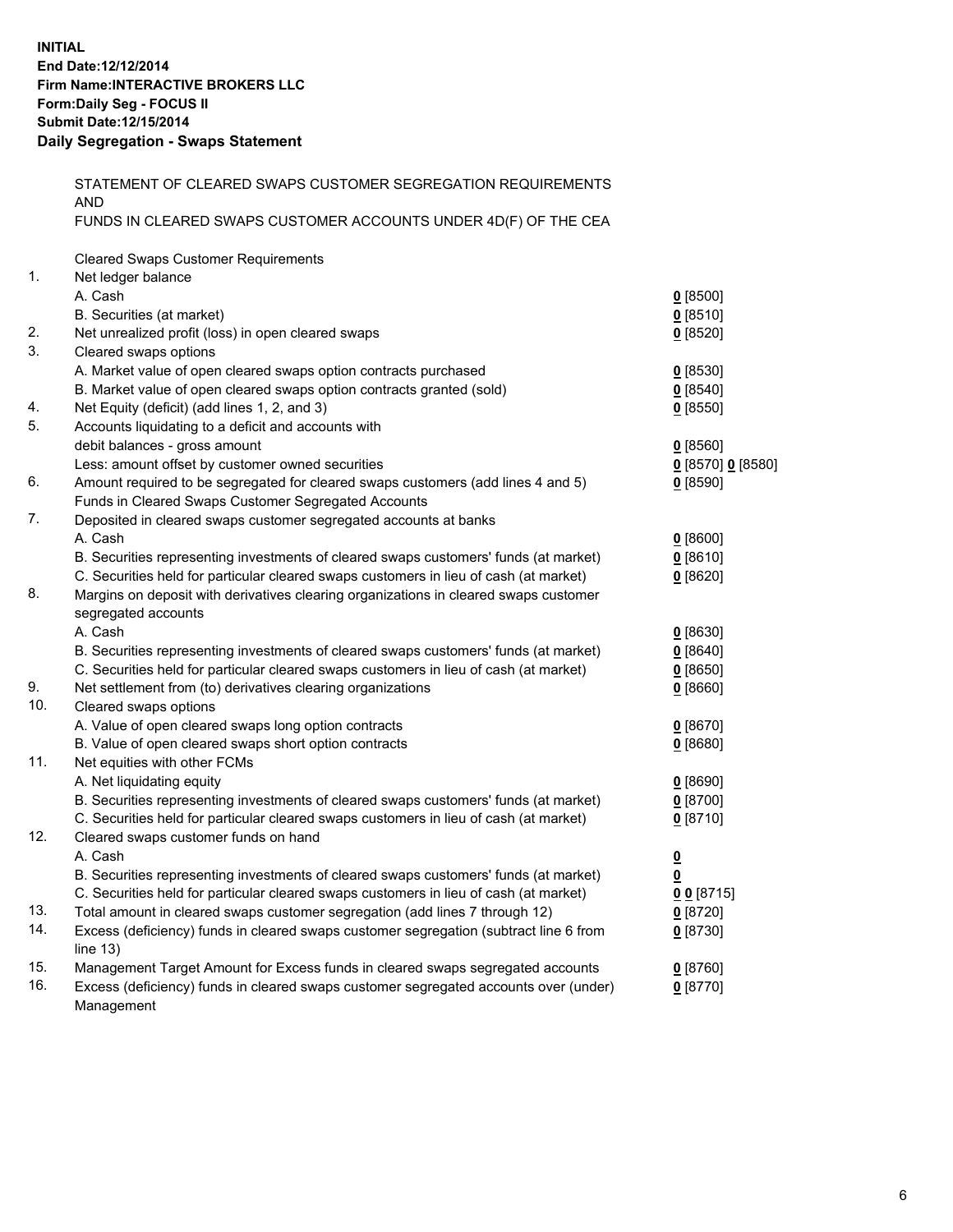**INITIAL**
**End Date:12/12/2014**
**Firm Name:INTERACTIVE BROKERS LLC**
**Form:Daily Seg - FOCUS II**
**Submit Date:12/15/2014**
**Daily Segregation - Swaps Statement**

STATEMENT OF CLEARED SWAPS CUSTOMER SEGREGATION REQUIREMENTS AND FUNDS IN CLEARED SWAPS CUSTOMER ACCOUNTS UNDER 4D(F) OF THE CEA

| | | |
|---|---|---|
| | Cleared Swaps Customer Requirements | |
| 1. | Net ledger balance | |
| | A. Cash | 0 [8500] |
| | B. Securities (at market) | 0 [8510] |
| 2. | Net unrealized profit (loss) in open cleared swaps | 0 [8520] |
| 3. | Cleared swaps options | |
| | A. Market value of open cleared swaps option contracts purchased | 0 [8530] |
| | B. Market value of open cleared swaps option contracts granted (sold) | 0 [8540] |
| 4. | Net Equity (deficit) (add lines 1, 2, and 3) | 0 [8550] |
| 5. | Accounts liquidating to a deficit and accounts with debit balances - gross amount | 0 [8560] |
| | Less: amount offset by customer owned securities | 0 [8570] 0 [8580] |
| 6. | Amount required to be segregated for cleared swaps customers (add lines 4 and 5) | 0 [8590] |
| | Funds in Cleared Swaps Customer Segregated Accounts | |
| 7. | Deposited in cleared swaps customer segregated accounts at banks | |
| | A. Cash | 0 [8600] |
| | B. Securities representing investments of cleared swaps customers' funds (at market) | 0 [8610] |
| | C. Securities held for particular cleared swaps customers in lieu of cash (at market) | 0 [8620] |
| 8. | Margins on deposit with derivatives clearing organizations in cleared swaps customer segregated accounts | |
| | A. Cash | 0 [8630] |
| | B. Securities representing investments of cleared swaps customers' funds (at market) | 0 [8640] |
| | C. Securities held for particular cleared swaps customers in lieu of cash (at market) | 0 [8650] |
| 9. | Net settlement from (to) derivatives clearing organizations | 0 [8660] |
| 10. | Cleared swaps options | |
| | A. Value of open cleared swaps long option contracts | 0 [8670] |
| | B. Value of open cleared swaps short option contracts | 0 [8680] |
| 11. | Net equities with other FCMs | |
| | A. Net liquidating equity | 0 [8690] |
| | B. Securities representing investments of cleared swaps customers' funds (at market) | 0 [8700] |
| | C. Securities held for particular cleared swaps customers in lieu of cash (at market) | 0 [8710] |
| 12. | Cleared swaps customer funds on hand | |
| | A. Cash | 0 |
| | B. Securities representing investments of cleared swaps customers' funds (at market) | 0 |
| | C. Securities held for particular cleared swaps customers in lieu of cash (at market) | 0 0 [8715] |
| 13. | Total amount in cleared swaps customer segregation (add lines 7 through 12) | 0 [8720] |
| 14. | Excess (deficiency) funds in cleared swaps customer segregation (subtract line 6 from line 13) | 0 [8730] |
| 15. | Management Target Amount for Excess funds in cleared swaps segregated accounts | 0 [8760] |
| 16. | Excess (deficiency) funds in cleared swaps customer segregated accounts over (under) Management | 0 [8770] |